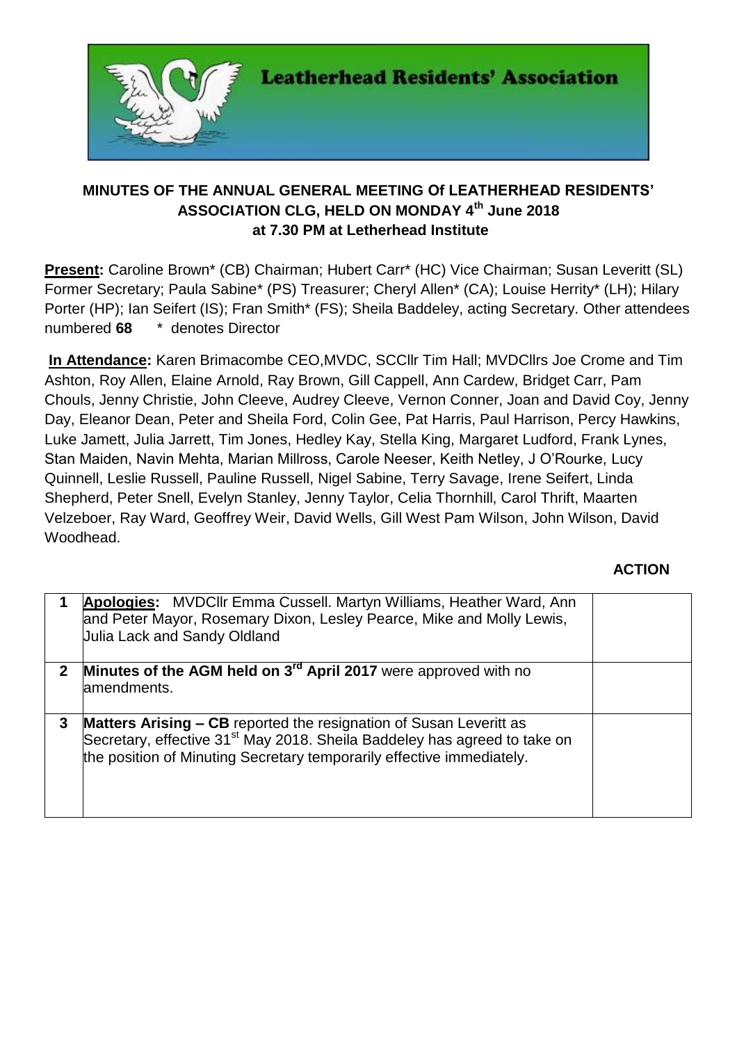**Leatherhead Residents' Association**

## MINUTES OF THE ANNUAL GENERAL MEETING Of LEATHERHEAD RESIDENTS' ASSOCIATION CLG, HELD ON MONDAY 4th June 2018 at 7.30 PM at Letherhead Institute

**Present:** Caroline Brown* (CB) Chairman; Hubert Carr* (HC) Vice Chairman; Susan Leveritt (SL) Former Secretary; Paula Sabine* (PS) Treasurer; Cheryl Allen* (CA); Louise Herrity* (LH); Hilary Porter (HP); Ian Seifert (IS); Fran Smith* (FS); Sheila Baddeley, acting Secretary. Other attendees numbered **68** &nbsp;&nbsp;&nbsp;* denotes Director

**In Attendance:** Karen Brimacombe CEO,MVDC, SCCllr Tim Hall; MVDCllrs Joe Crome and Tim Ashton, Roy Allen, Elaine Arnold, Ray Brown, Gill Cappell, Ann Cardew, Bridget Carr, Pam Chouls, Jenny Christie, John Cleeve, Audrey Cleeve, Vernon Conner, Joan and David Coy, Jenny Day, Eleanor Dean, Peter and Sheila Ford, Colin Gee, Pat Harris, Paul Harrison, Percy Hawkins, Luke Jamett, Julia Jarrett, Tim Jones, Hedley Kay, Stella King, Margaret Ludford, Frank Lynes, Stan Maiden, Navin Mehta, Marian Millross, Carole Neeser, Keith Netley, J O'Rourke, Lucy Quinnell, Leslie Russell, Pauline Russell, Nigel Sabine, Terry Savage, Irene Seifert, Linda Shepherd, Peter Snell, Evelyn Stanley, Jenny Taylor, Celia Thornhill, Carol Thrift, Maarten Velzeboer, Ray Ward, Geoffrey Weir, David Wells, Gill West Pam Wilson, John Wilson, David Woodhead.

| | | **ACTION** |
|---|---|---|
| **1** | **Apologies:** MVDCllr Emma Cussell. Martyn Williams, Heather Ward, Ann and Peter Mayor, Rosemary Dixon, Lesley Pearce, Mike and Molly Lewis, Julia Lack and Sandy Oldland | |
| **2** | **Minutes of the AGM held on 3rd April 2017** were approved with no amendments. | |
| **3** | **Matters Arising – CB** reported the resignation of Susan Leveritt as Secretary, effective 31st May 2018. Sheila Baddeley has agreed to take on the position of Minuting Secretary temporarily effective immediately. | |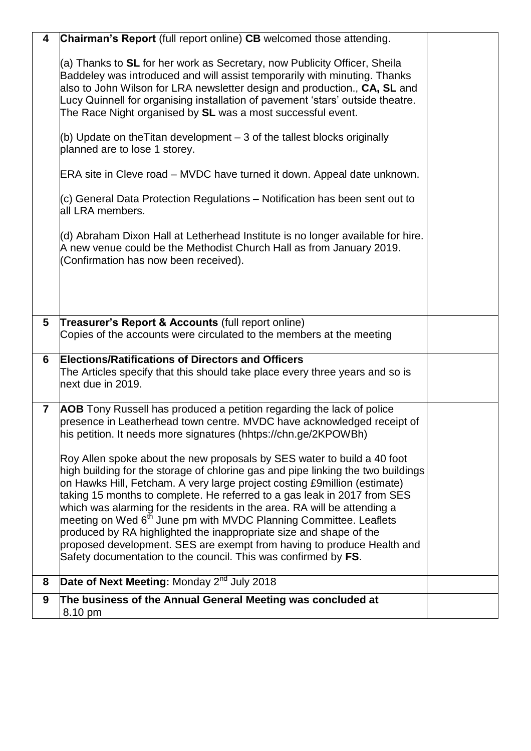| | | |
|---|---|---|
| **4** | **Chairman's Report** (full report online) **CB** welcomed those attending.<br><br>(a) Thanks to **SL** for her work as Secretary, now Publicity Officer, Sheila Baddeley was introduced and will assist temporarily with minuting. Thanks also to John Wilson for LRA newsletter design and production., **CA, SL** and Lucy Quinnell for organising installation of pavement 'stars' outside theatre. The Race Night organised by **SL** was a most successful event.<br><br>(b) Update on theTitan development – 3 of the tallest blocks originally planned are to lose 1 storey.<br><br>ERA site in Cleve road – MVDC have turned it down. Appeal date unknown.<br><br>(c) General Data Protection Regulations – Notification has been sent out to all LRA members.<br><br>(d) Abraham Dixon Hall at Letherhead Institute is no longer available for hire. A new venue could be the Methodist Church Hall as from January 2019. (Confirmation has now been received). | |
| **5** | **Treasurer's Report & Accounts** (full report online)<br>Copies of the accounts were circulated to the members at the meeting | |
| **6** | **Elections/Ratifications of Directors and Officers**<br>The Articles specify that this should take place every three years and so is next due in 2019. | |
| **7** | **AOB** Tony Russell has produced a petition regarding the lack of police presence in Leatherhead town centre. MVDC have acknowledged receipt of his petition. It needs more signatures (hhtps://chn.ge/2KPOWBh)<br><br>Roy Allen spoke about the new proposals by SES water to build a 40 foot high building for the storage of chlorine gas and pipe linking the two buildings on Hawks Hill, Fetcham. A very large project costing £9million (estimate) taking 15 months to complete. He referred to a gas leak in 2017 from SES which was alarming for the residents in the area. RA will be attending a meeting on Wed 6th June pm with MVDC Planning Committee. Leaflets produced by RA highlighted the inappropriate size and shape of the proposed development. SES are exempt from having to produce Health and Safety documentation to the council. This was confirmed by **FS**. | |
| **8** | **Date of Next Meeting:** Monday 2nd July 2018 | |
| **9** | **The business of the Annual General Meeting was concluded at** 8.10 pm | |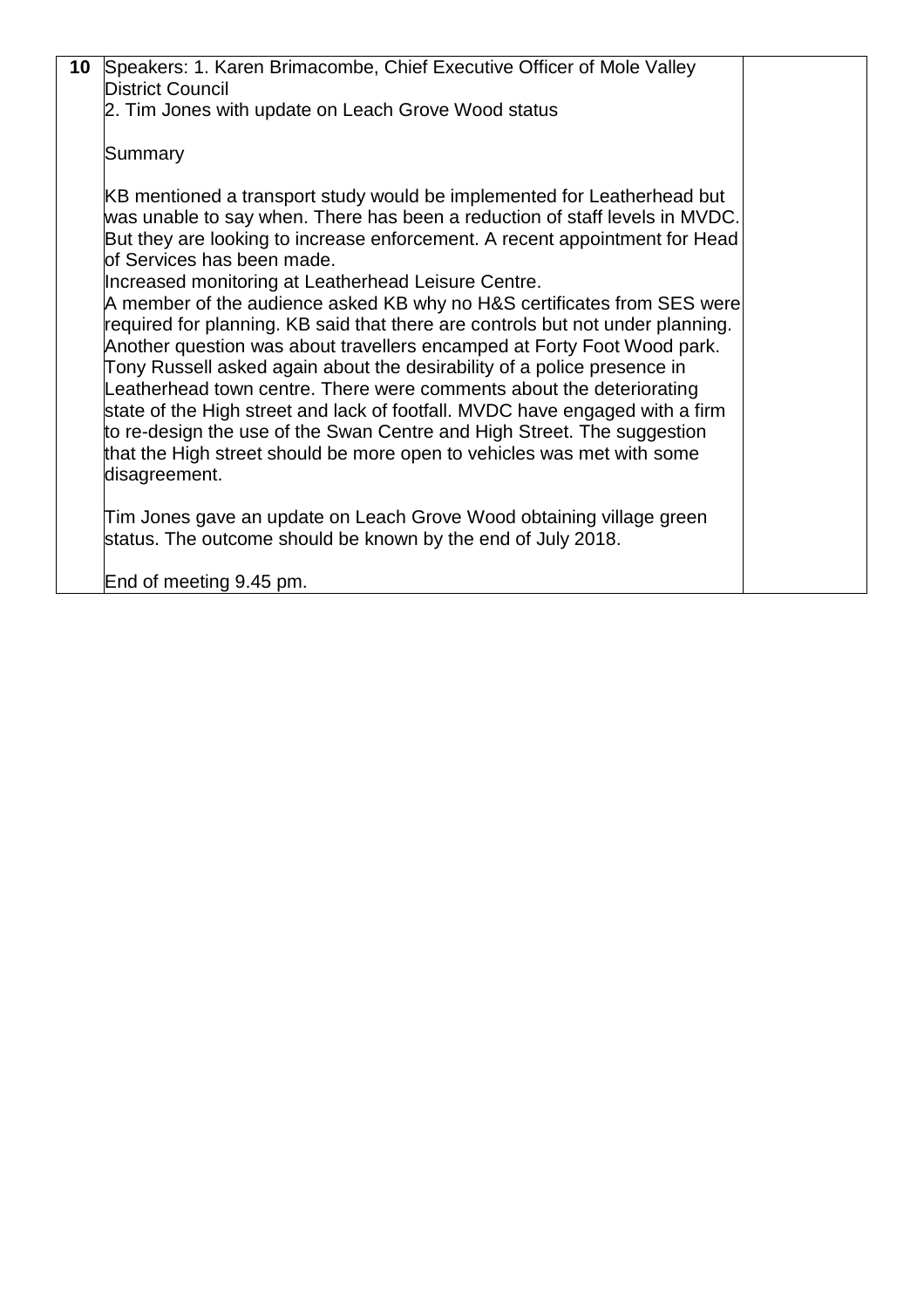| | | |
|---|---|---|
| **10** | Speakers: 1. Karen Brimacombe, Chief Executive Officer of Mole Valley District Council<br>2. Tim Jones with update on Leach Grove Wood status<br><br>Summary<br><br>KB mentioned a transport study would be implemented for Leatherhead but was unable to say when. There has been a reduction of staff levels in MVDC. But they are looking to increase enforcement. A recent appointment for Head of Services has been made.<br>Increased monitoring at Leatherhead Leisure Centre.<br>A member of the audience asked KB why no H&S certificates from SES were required for planning. KB said that there are controls but not under planning.<br>Another question was about travellers encamped at Forty Foot Wood park.<br>Tony Russell asked again about the desirability of a police presence in Leatherhead town centre. There were comments about the deteriorating state of the High street and lack of footfall. MVDC have engaged with a firm to re-design the use of the Swan Centre and High Street. The suggestion that the High street should be more open to vehicles was met with some disagreement.<br><br>Tim Jones gave an update on Leach Grove Wood obtaining village green status. The outcome should be known by the end of July 2018.<br><br>End of meeting 9.45 pm. | |